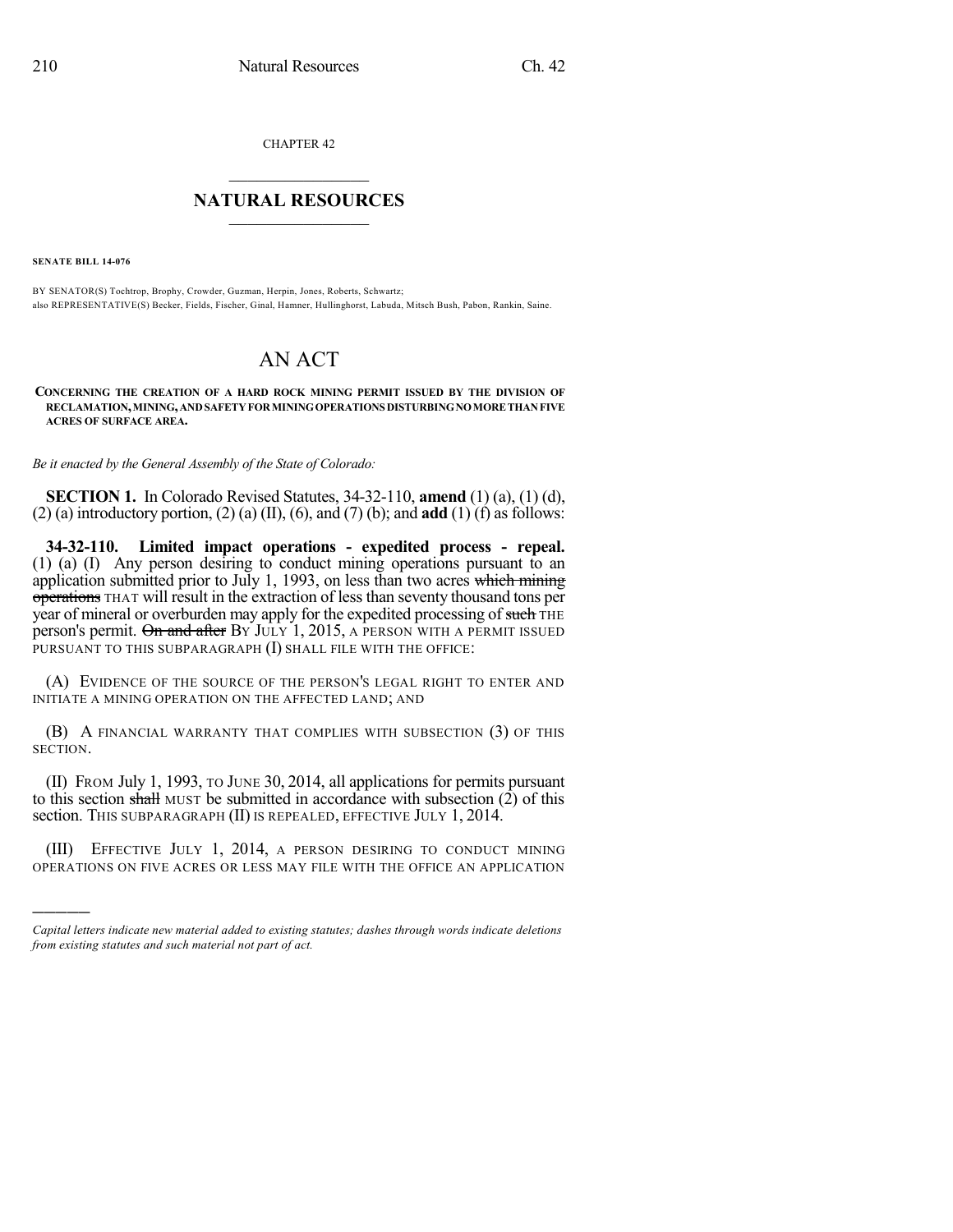CHAPTER 42

## NATURAL RESOURCES

**SENATE BILL 14-076**

BY SENATOR(S) Tochtrop, Brophy, Crowder, Guzman, Herpin, Jones, Roberts, Schwartz;
also REPRESENTATIVE(S) Becker, Fields, Fischer, Ginal, Hamner, Hullinghorst, Labuda, Mitsch Bush, Pabon, Rankin, Saine.

# AN ACT

**CONCERNING THE CREATION OF A HARD ROCK MINING PERMIT ISSUED BY THE DIVISION OF RECLAMATION, MINING, AND SAFETY FOR MINING OPERATIONS DISTURBING NO MORE THAN FIVE ACRES OF SURFACE AREA.**

*Be it enacted by the General Assembly of the State of Colorado:*

**SECTION 1.** In Colorado Revised Statutes, 34-32-110, **amend** (1) (a), (1) (d), (2) (a) introductory portion, (2) (a) (II), (6), and (7) (b); and **add** (1) (f) as follows:

**34-32-110. Limited impact operations - expedited process - repeal.** (1) (a) (I) Any person desiring to conduct mining operations pursuant to an application submitted prior to July 1, 1993, on less than two acres ~~which mining operations~~ THAT will result in the extraction of less than seventy thousand tons per year of mineral or overburden may apply for the expedited processing of ~~such~~ THE person's permit. ~~On and after~~ BY JULY 1, 2015, A PERSON WITH A PERMIT ISSUED PURSUANT TO THIS SUBPARAGRAPH (I) SHALL FILE WITH THE OFFICE:

(A) EVIDENCE OF THE SOURCE OF THE PERSON'S LEGAL RIGHT TO ENTER AND INITIATE A MINING OPERATION ON THE AFFECTED LAND; AND

(B) A FINANCIAL WARRANTY THAT COMPLIES WITH SUBSECTION (3) OF THIS SECTION.

(II) FROM July 1, 1993, TO JUNE 30, 2014, all applications for permits pursuant to this section ~~shall~~ MUST be submitted in accordance with subsection (2) of this section. THIS SUBPARAGRAPH (II) IS REPEALED, EFFECTIVE JULY 1, 2014.

(III) EFFECTIVE JULY 1, 2014, A PERSON DESIRING TO CONDUCT MINING OPERATIONS ON FIVE ACRES OR LESS MAY FILE WITH THE OFFICE AN APPLICATION

---

*Capital letters indicate new material added to existing statutes; dashes through words indicate deletions from existing statutes and such material not part of act.*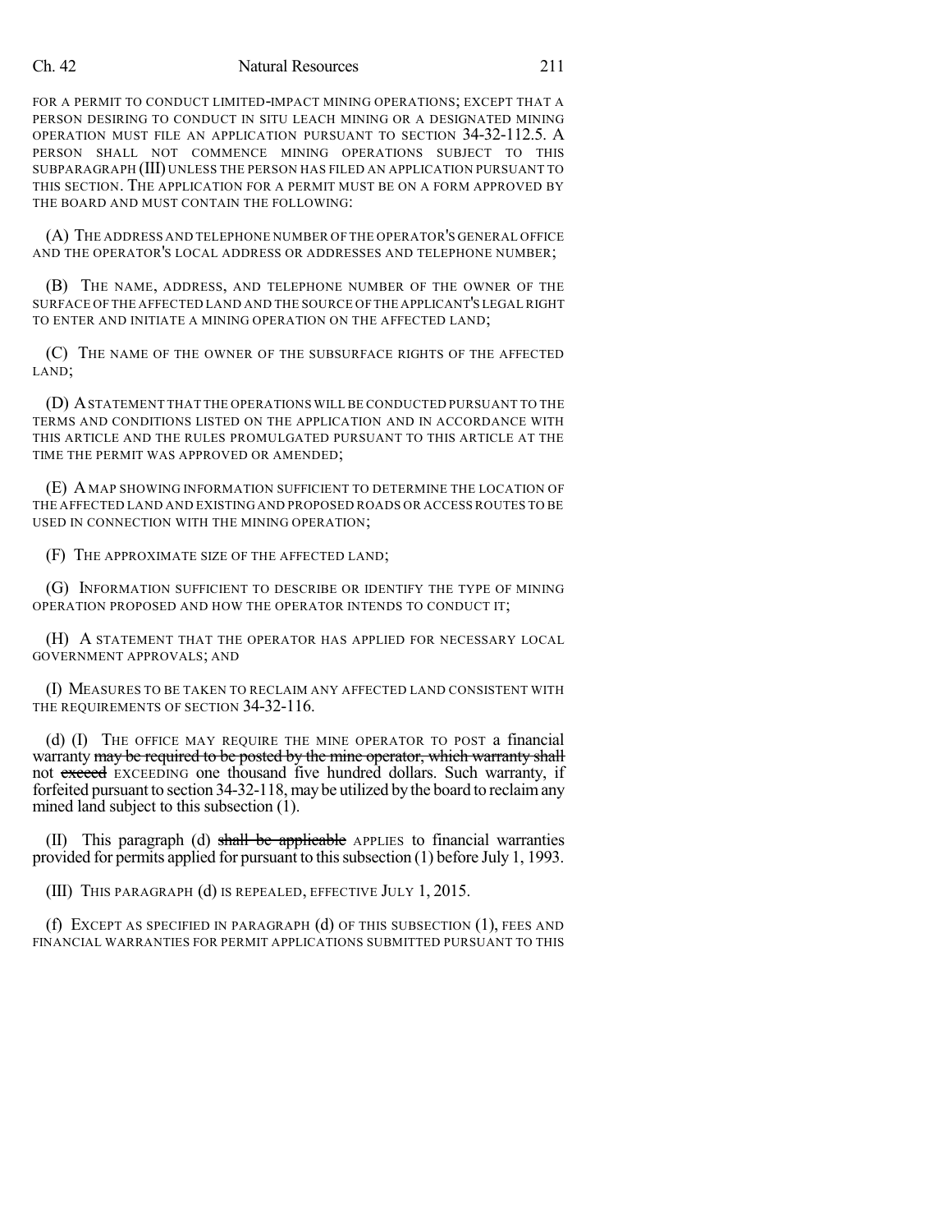FOR A PERMIT TO CONDUCT LIMITED-IMPACT MINING OPERATIONS; EXCEPT THAT A PERSON DESIRING TO CONDUCT IN SITU LEACH MINING OR A DESIGNATED MINING OPERATION MUST FILE AN APPLICATION PURSUANT TO SECTION 34-32-112.5. A PERSON SHALL NOT COMMENCE MINING OPERATIONS SUBJECT TO THIS SUBPARAGRAPH (III) UNLESS THE PERSON HAS FILED AN APPLICATION PURSUANT TO THIS SECTION. THE APPLICATION FOR A PERMIT MUST BE ON A FORM APPROVED BY THE BOARD AND MUST CONTAIN THE FOLLOWING:

(A) THE ADDRESS AND TELEPHONE NUMBER OF THE OPERATOR'S GENERAL OFFICE AND THE OPERATOR'S LOCAL ADDRESS OR ADDRESSES AND TELEPHONE NUMBER;

(B) THE NAME, ADDRESS, AND TELEPHONE NUMBER OF THE OWNER OF THE SURFACE OF THE AFFECTED LAND AND THE SOURCE OF THE APPLICANT'S LEGAL RIGHT TO ENTER AND INITIATE A MINING OPERATION ON THE AFFECTED LAND;

(C) THE NAME OF THE OWNER OF THE SUBSURFACE RIGHTS OF THE AFFECTED LAND;

(D) A STATEMENT THAT THE OPERATIONS WILL BE CONDUCTED PURSUANT TO THE TERMS AND CONDITIONS LISTED ON THE APPLICATION AND IN ACCORDANCE WITH THIS ARTICLE AND THE RULES PROMULGATED PURSUANT TO THIS ARTICLE AT THE TIME THE PERMIT WAS APPROVED OR AMENDED;

(E) A MAP SHOWING INFORMATION SUFFICIENT TO DETERMINE THE LOCATION OF THE AFFECTED LAND AND EXISTING AND PROPOSED ROADS OR ACCESS ROUTES TO BE USED IN CONNECTION WITH THE MINING OPERATION;

(F) THE APPROXIMATE SIZE OF THE AFFECTED LAND;

(G) INFORMATION SUFFICIENT TO DESCRIBE OR IDENTIFY THE TYPE OF MINING OPERATION PROPOSED AND HOW THE OPERATOR INTENDS TO CONDUCT IT;

(H) A STATEMENT THAT THE OPERATOR HAS APPLIED FOR NECESSARY LOCAL GOVERNMENT APPROVALS; AND

(I) MEASURES TO BE TAKEN TO RECLAIM ANY AFFECTED LAND CONSISTENT WITH THE REQUIREMENTS OF SECTION 34-32-116.

(d) (I) THE OFFICE MAY REQUIRE THE MINE OPERATOR TO POST a financial warranty ~~may be required to be posted by the mine operator, which warranty shall~~ not ~~exceed~~ EXCEEDING one thousand five hundred dollars. Such warranty, if forfeited pursuant to section 34-32-118, may be utilized by the board to reclaim any mined land subject to this subsection (1).

(II) This paragraph (d) ~~shall be applicable~~ APPLIES to financial warranties provided for permits applied for pursuant to this subsection (1) before July 1, 1993.

(III) THIS PARAGRAPH (d) IS REPEALED, EFFECTIVE JULY 1, 2015.

(f) EXCEPT AS SPECIFIED IN PARAGRAPH (d) OF THIS SUBSECTION (1), FEES AND FINANCIAL WARRANTIES FOR PERMIT APPLICATIONS SUBMITTED PURSUANT TO THIS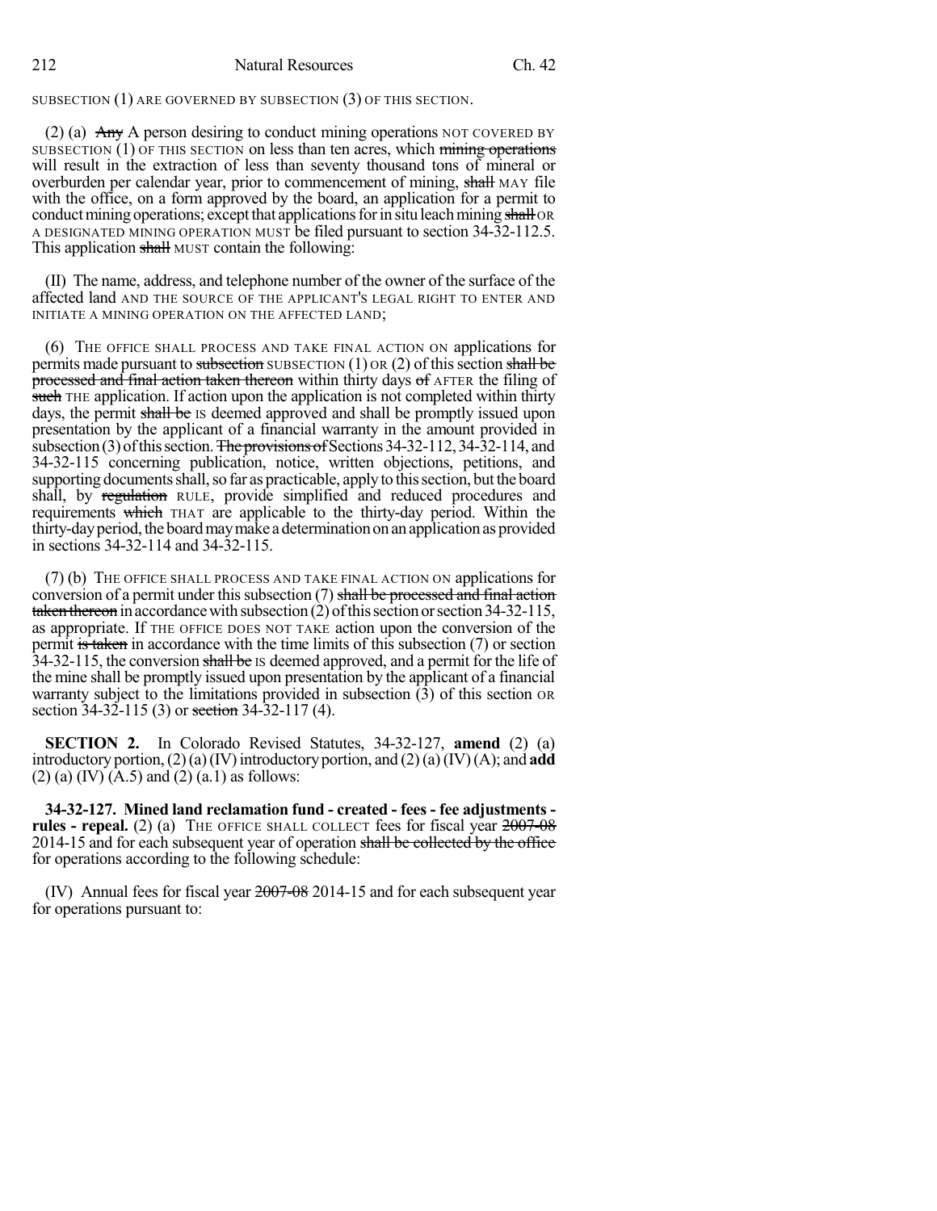SUBSECTION (1) ARE GOVERNED BY SUBSECTION (3) OF THIS SECTION.

(2) (a) ~~Any~~ A person desiring to conduct mining operations NOT COVERED BY SUBSECTION (1) OF THIS SECTION on less than ten acres, which ~~mining operations~~ will result in the extraction of less than seventy thousand tons of mineral or overburden per calendar year, prior to commencement of mining, ~~shall~~ MAY file with the office, on a form approved by the board, an application for a permit to conduct mining operations; except that applications for in situ leach mining ~~shall~~ OR A DESIGNATED MINING OPERATION MUST be filed pursuant to section 34-32-112.5. This application ~~shall~~ MUST contain the following:

(II) The name, address, and telephone number of the owner of the surface of the affected land AND THE SOURCE OF THE APPLICANT'S LEGAL RIGHT TO ENTER AND INITIATE A MINING OPERATION ON THE AFFECTED LAND;

(6) THE OFFICE SHALL PROCESS AND TAKE FINAL ACTION ON applications for permits made pursuant to ~~subsection~~ SUBSECTION (1) OR (2) of this section ~~shall be processed and final action taken thereon~~ within thirty days ~~of~~ AFTER the filing of ~~such~~ THE application. If action upon the application is not completed within thirty days, the permit ~~shall be~~ IS deemed approved and shall be promptly issued upon presentation by the applicant of a financial warranty in the amount provided in subsection (3) of this section. ~~The provisions of~~ Sections 34-32-112, 34-32-114, and 34-32-115 concerning publication, notice, written objections, petitions, and supporting documents shall, so far as practicable, apply to this section, but the board shall, by ~~regulation~~ RULE, provide simplified and reduced procedures and requirements ~~which~~ THAT are applicable to the thirty-day period. Within the thirty-day period, the board may make a determination on an application as provided in sections 34-32-114 and 34-32-115.

(7) (b) THE OFFICE SHALL PROCESS AND TAKE FINAL ACTION ON applications for conversion of a permit under this subsection (7) ~~shall be processed and final action taken thereon~~ in accordance with subsection (2) of this section or section 34-32-115, as appropriate. If THE OFFICE DOES NOT TAKE action upon the conversion of the permit ~~is taken~~ in accordance with the time limits of this subsection (7) or section 34-32-115, the conversion ~~shall be~~ IS deemed approved, and a permit for the life of the mine shall be promptly issued upon presentation by the applicant of a financial warranty subject to the limitations provided in subsection (3) of this section OR section 34-32-115 (3) or ~~section~~ 34-32-117 (4).

**SECTION 2.** In Colorado Revised Statutes, 34-32-127, **amend** (2) (a) introductory portion, (2) (a) (IV) introductory portion, and (2) (a) (IV) (A); and **add** (2) (a) (IV) (A.5) and (2) (a.1) as follows:

**34-32-127. Mined land reclamation fund - created - fees - fee adjustments - rules - repeal.** (2) (a) THE OFFICE SHALL COLLECT fees for fiscal year ~~2007-08~~ 2014-15 and for each subsequent year of operation ~~shall be collected by the office~~ for operations according to the following schedule:

(IV) Annual fees for fiscal year ~~2007-08~~ 2014-15 and for each subsequent year for operations pursuant to: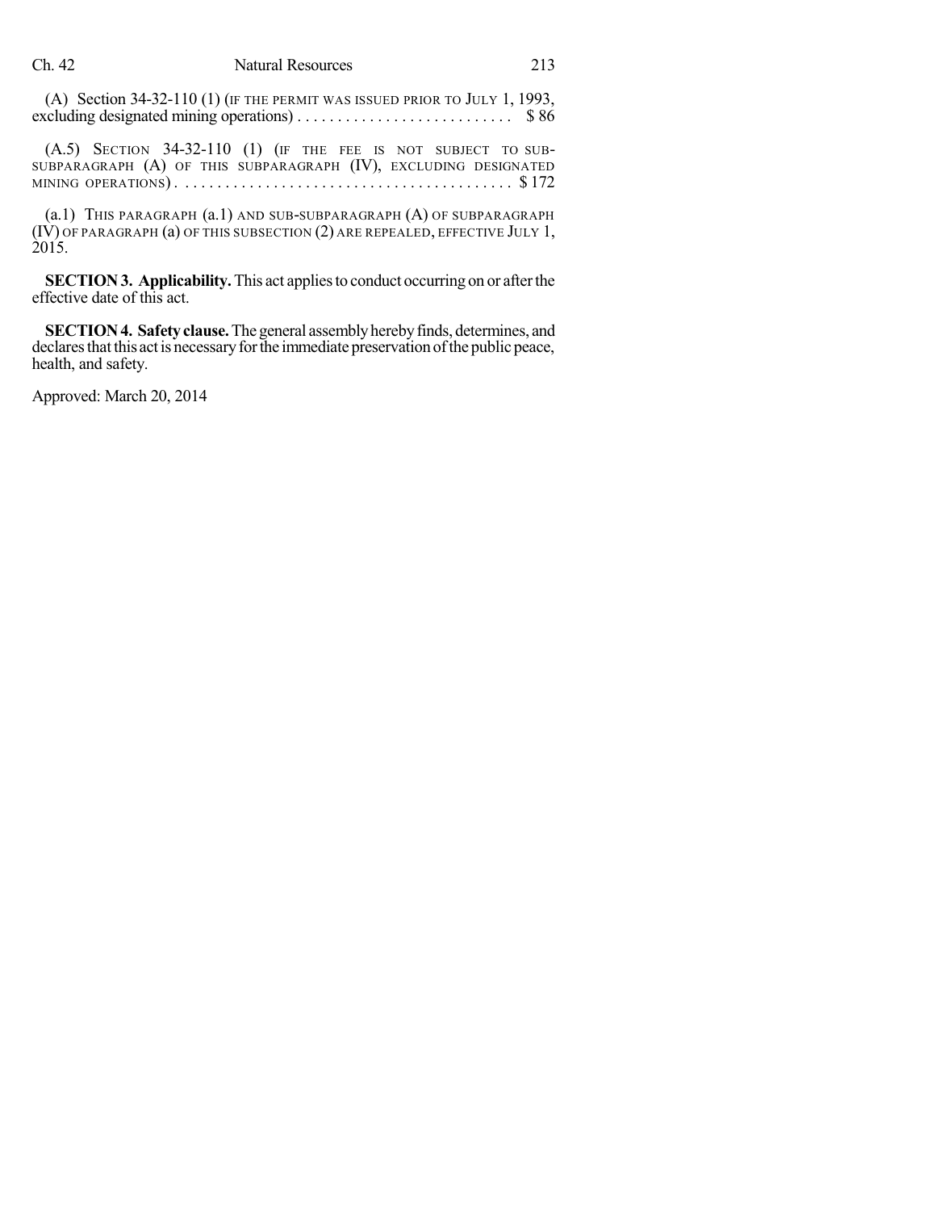(A) Section 34-32-110 (1) (IF THE PERMIT WAS ISSUED PRIOR TO JULY 1, 1993, excluding designated mining operations) . . . . . . . . . . . . . . . . . . . . . . . . . . . $ 86

(A.5) SECTION 34-32-110 (1) (IF THE FEE IS NOT SUBJECT TO SUB-SUBPARAGRAPH (A) OF THIS SUBPARAGRAPH (IV), EXCLUDING DESIGNATED MINING OPERATIONS) . . . . . . . . . . . . . . . . . . . . . . . . . . . . . . . . . . . . . . . . . $ 172

(a.1) THIS PARAGRAPH (a.1) AND SUB-SUBPARAGRAPH (A) OF SUBPARAGRAPH (IV) OF PARAGRAPH (a) OF THIS SUBSECTION (2) ARE REPEALED, EFFECTIVE JULY 1, 2015.

**SECTION 3. Applicability.** This act applies to conduct occurring on or after the effective date of this act.

**SECTION 4. Safety clause.** The general assembly hereby finds, determines, and declares that this act is necessary for the immediate preservation of the public peace, health, and safety.

Approved: March 20, 2014